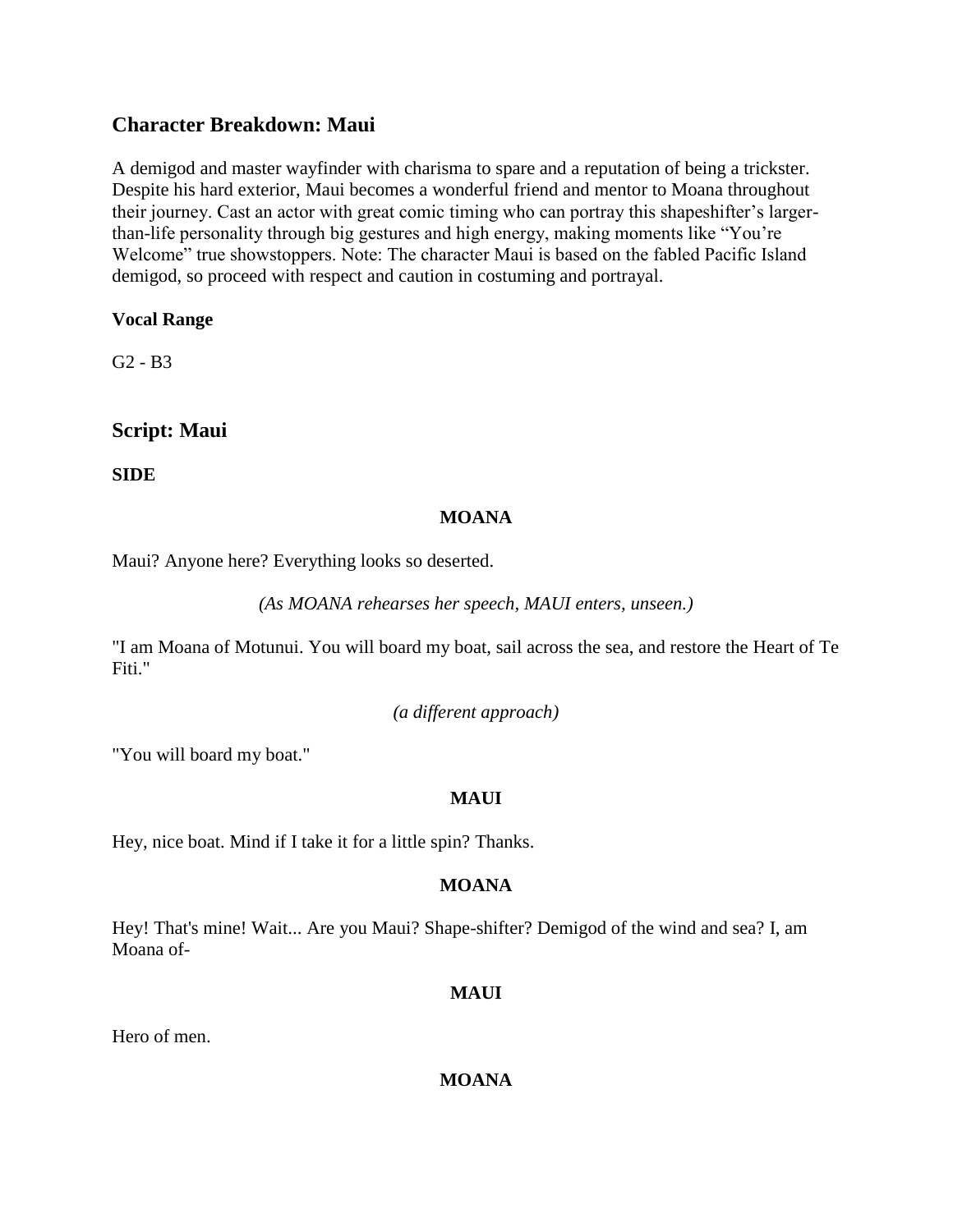## Character Breakdown: Maui

A demigod and master wayfinder with charisma to spare and a reputation of being a trickster. Despite his hard exterior, Maui becomes a wonderful friend and mentor to Moana throughout their journey. Cast an actor with great comic timing who can portray this shapeshifter's larger-than-life personality through big gestures and high energy, making moments like "You're Welcome" true showstoppers. Note: The character Maui is based on the fabled Pacific Island demigod, so proceed with respect and caution in costuming and portrayal.

### Vocal Range

G2 - B3

## Script: Maui

**SIDE**

**MOANA**

Maui? Anyone here? Everything looks so deserted.

*(As MOANA rehearses her speech, MAUI enters, unseen.)*

"I am Moana of Motunui. You will board my boat, sail across the sea, and restore the Heart of Te Fiti."

*(a different approach)*

"You will board my boat."

**MAUI**

Hey, nice boat. Mind if I take it for a little spin? Thanks.

**MOANA**

Hey! That's mine! Wait... Are you Maui? Shape-shifter? Demigod of the wind and sea? I, am Moana of-

**MAUI**

Hero of men.

**MOANA**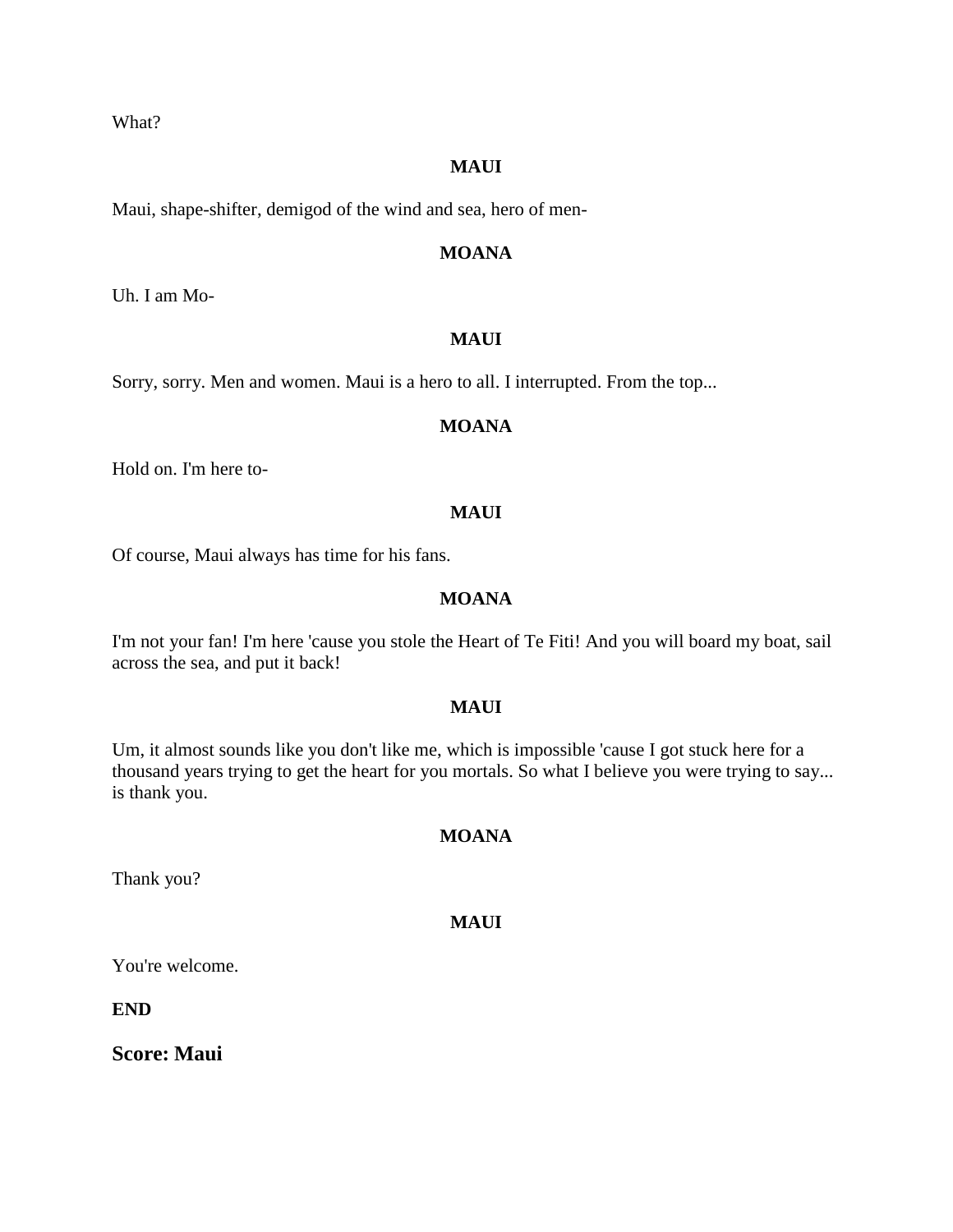What?

**MAUI**

Maui, shape-shifter, demigod of the wind and sea, hero of men-

**MOANA**

Uh. I am Mo-

**MAUI**

Sorry, sorry. Men and women. Maui is a hero to all. I interrupted. From the top...

**MOANA**

Hold on. I'm here to-

**MAUI**

Of course, Maui always has time for his fans.

**MOANA**

I'm not your fan! I'm here 'cause you stole the Heart of Te Fiti! And you will board my boat, sail across the sea, and put it back!

**MAUI**

Um, it almost sounds like you don't like me, which is impossible 'cause I got stuck here for a thousand years trying to get the heart for you mortals. So what I believe you were trying to say... is thank you.

**MOANA**

Thank you?

**MAUI**

You're welcome.

**END**

## Score: Maui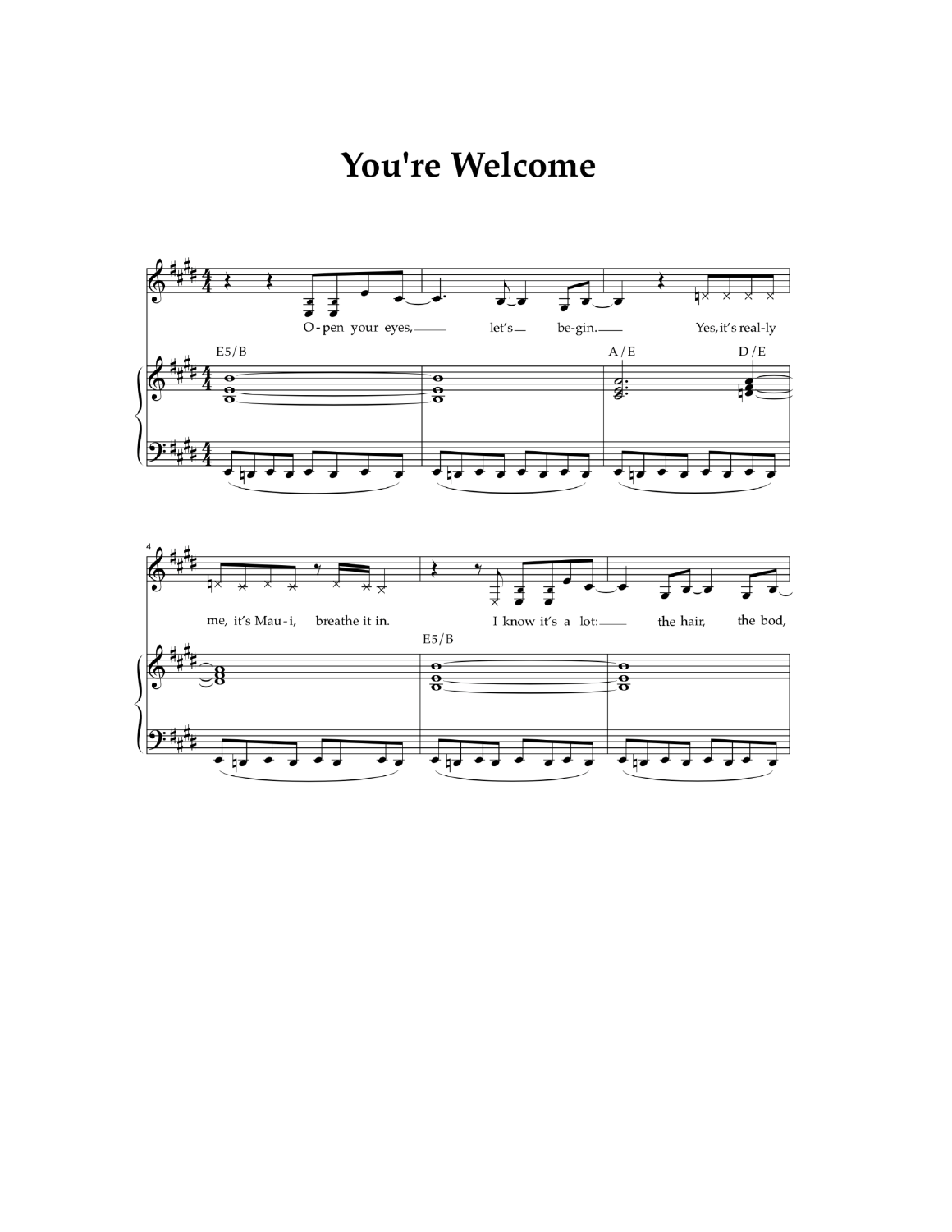# You're Welcome

E5/B

O - pen your eyes, let's be - gin. Yes, it's real - ly

A/E D/E

me, it's Mau - i, breathe it in.

E5/B

I know it's a lot: the hair, the bod,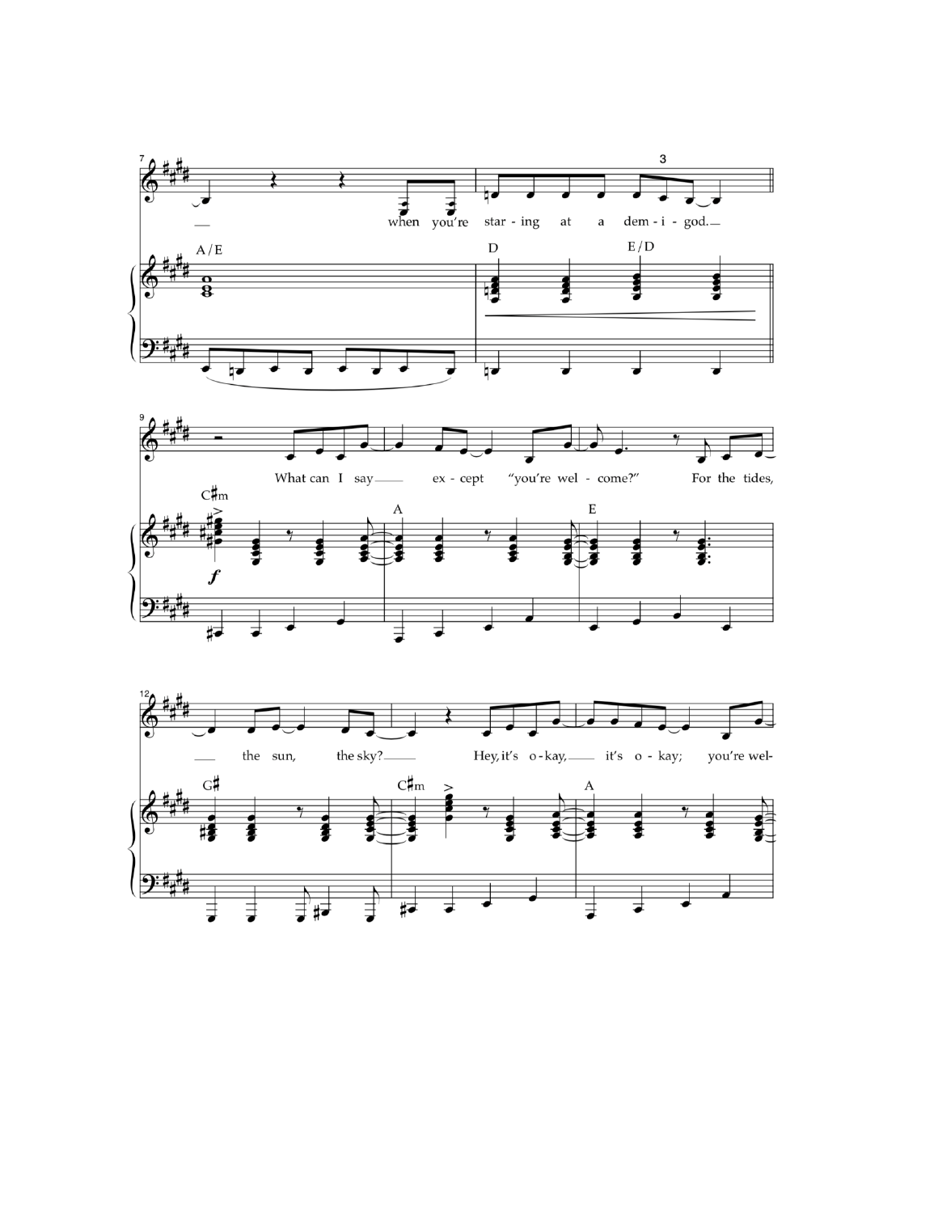7

— when you're star - ing at a dem - i - god. —

A/E D E/D

9

What can I say — ex - cept "you're wel - come?" For the tides,

C♯m A E

*f*

12

— the sun, the sky? — Hey, it's o - kay, — it's o - kay; you're wel-

G♯ C♯m A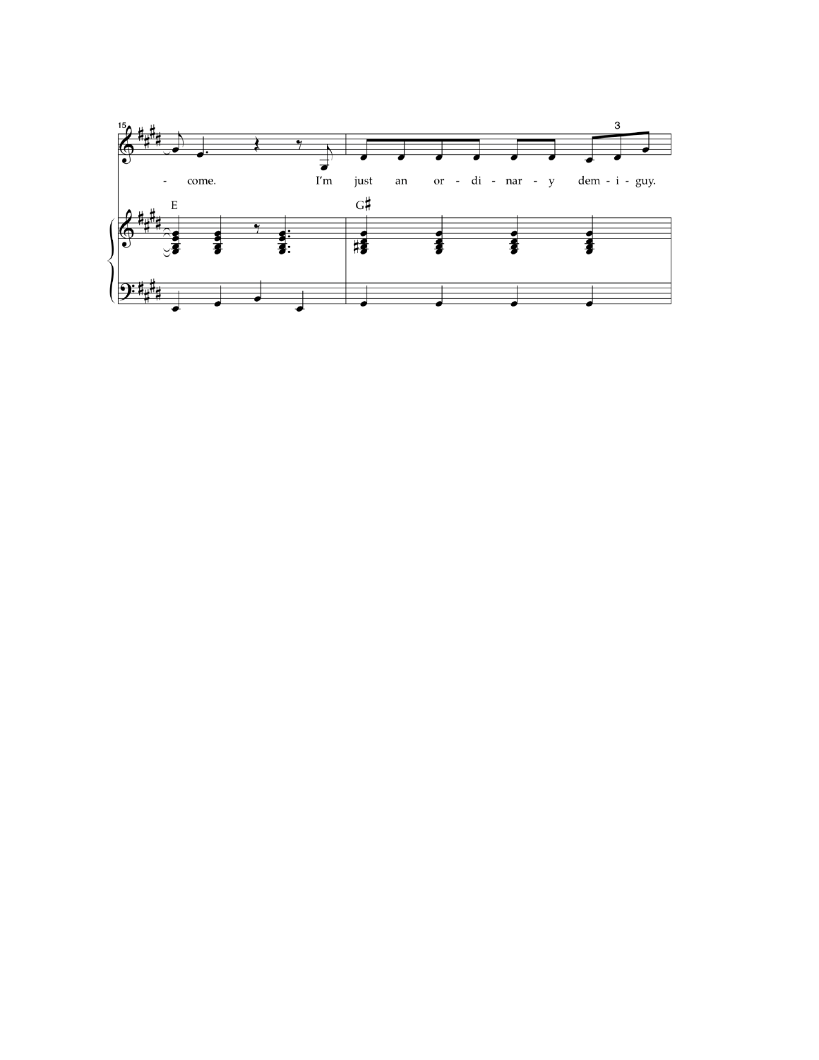15

- come. I'm just an or - di - nar - y dem - i - guy.

E G♯